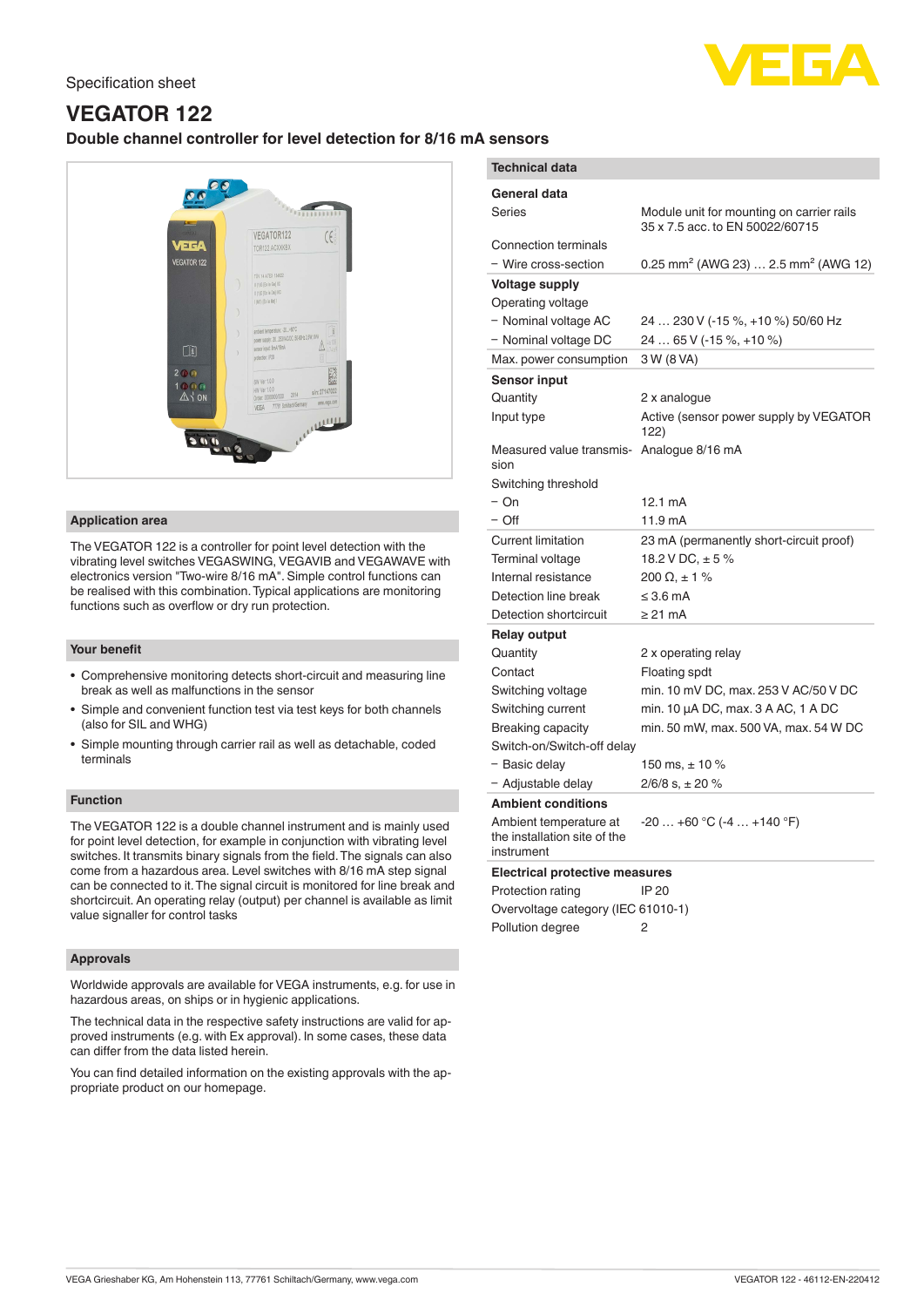Specification sheet

# VEGATOR 122

## Double channel controller for level detection for 8/16 mA sensors

### Application area

The VEGATOR 122 is a controller for point level detection with the vibrating level switches VEGASWING, VEGAVIB and VEGAWAVE with electronics version "Two-wire 8/16 mA". Simple control functions can be realised with this combination. Typical applications are monitoring functions such as overflow or dry run protection.

### Your benefit

- Comprehensive monitoring detects short-circuit and measuring line break as well as malfunctions in the sensor
- Simple and convenient function test via test keys for both channels (also for SIL and WHG)
- Simple mounting through carrier rail as well as detachable, coded terminals

### Function

The VEGATOR 122 is a double channel instrument and is mainly used for point level detection, for example in conjunction with vibrating level switches. It transmits binary signals from the field. The signals can also come from a hazardous area. Level switches with 8/16 mA step signal can be connected to it. The signal circuit is monitored for line break and shortcircuit. An operating relay (output) per channel is available as limit value signaller for control tasks

### Approvals

Worldwide approvals are available for VEGA instruments, e.g. for use in hazardous areas, on ships or in hygienic applications.

The technical data in the respective safety instructions are valid for approved instruments (e.g. with Ex approval). In some cases, these data can differ from the data listed herein.

You can find detailed information on the existing approvals with the appropriate product on our homepage.

### Technical data

| Parameter | Value |
|---|---|
| **General data** | |
| Series | Module unit for mounting on carrier rails 35 x 7.5 acc. to EN 50022/60715 |
| Connection terminals | |
| − Wire cross-section | 0.25 mm² (AWG 23) … 2.5 mm² (AWG 12) |
| **Voltage supply** | |
| Operating voltage | |
| − Nominal voltage AC | 24 … 230 V (-15 %, +10 %) 50/60 Hz |
| − Nominal voltage DC | 24 … 65 V (-15 %, +10 %) |
| Max. power consumption | 3 W (8 VA) |
| **Sensor input** | |
| Quantity | 2 x analogue |
| Input type | Active (sensor power supply by VEGATOR 122) |
| Measured value transmission | Analogue 8/16 mA |
| Switching threshold | |
| − On | 12.1 mA |
| − Off | 11.9 mA |
| Current limitation | 23 mA (permanently short-circuit proof) |
| Terminal voltage | 18.2 V DC, ± 5 % |
| Internal resistance | 200 Ω, ± 1 % |
| Detection line break | ≤ 3.6 mA |
| Detection shortcircuit | ≥ 21 mA |
| **Relay output** | |
| Quantity | 2 x operating relay |
| Contact | Floating spdt |
| Switching voltage | min. 10 mV DC, max. 253 V AC/50 V DC |
| Switching current | min. 10 µA DC, max. 3 A AC, 1 A DC |
| Breaking capacity | min. 50 mW, max. 500 VA, max. 54 W DC |
| Switch-on/Switch-off delay | |
| − Basic delay | 150 ms, ± 10 % |
| − Adjustable delay | 2/6/8 s, ± 20 % |
| **Ambient conditions** | |
| Ambient temperature at the installation site of the instrument | -20 … +60 °C (-4 … +140 °F) |
| **Electrical protective measures** | |
| Protection rating | IP 20 |
| Overvoltage category (IEC 61010-1) | |
| Pollution degree | 2 |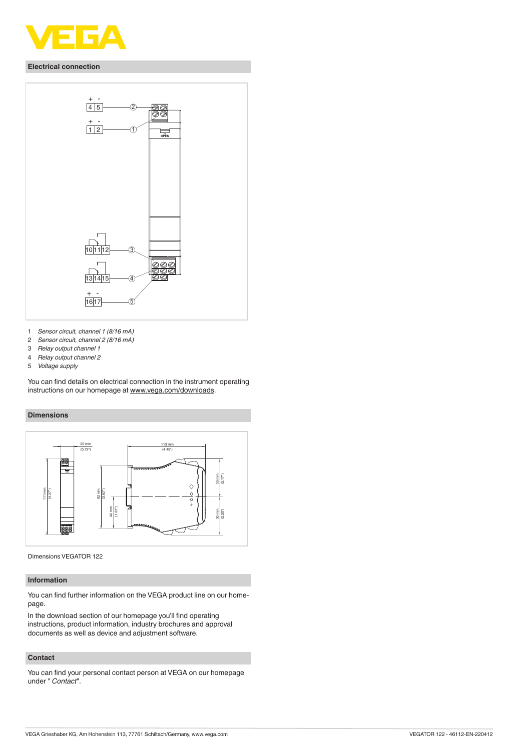## Electrical connection

1 Sensor circuit, channel 1 (8/16 mA)
2 Sensor circuit, channel 2 (8/16 mA)
3 Relay output channel 1
4 Relay output channel 2
5 Voltage supply

You can find details on electrical connection in the instrument operating instructions on our homepage at www.vega.com/downloads.

## Dimensions

Dimensions VEGATOR 122

## Information

You can find further information on the VEGA product line on our homepage.

In the download section of our homepage you'll find operating instructions, product information, industry brochures and approval documents as well as device and adjustment software.

## Contact

You can find your personal contact person at VEGA on our homepage under " *Contact*".